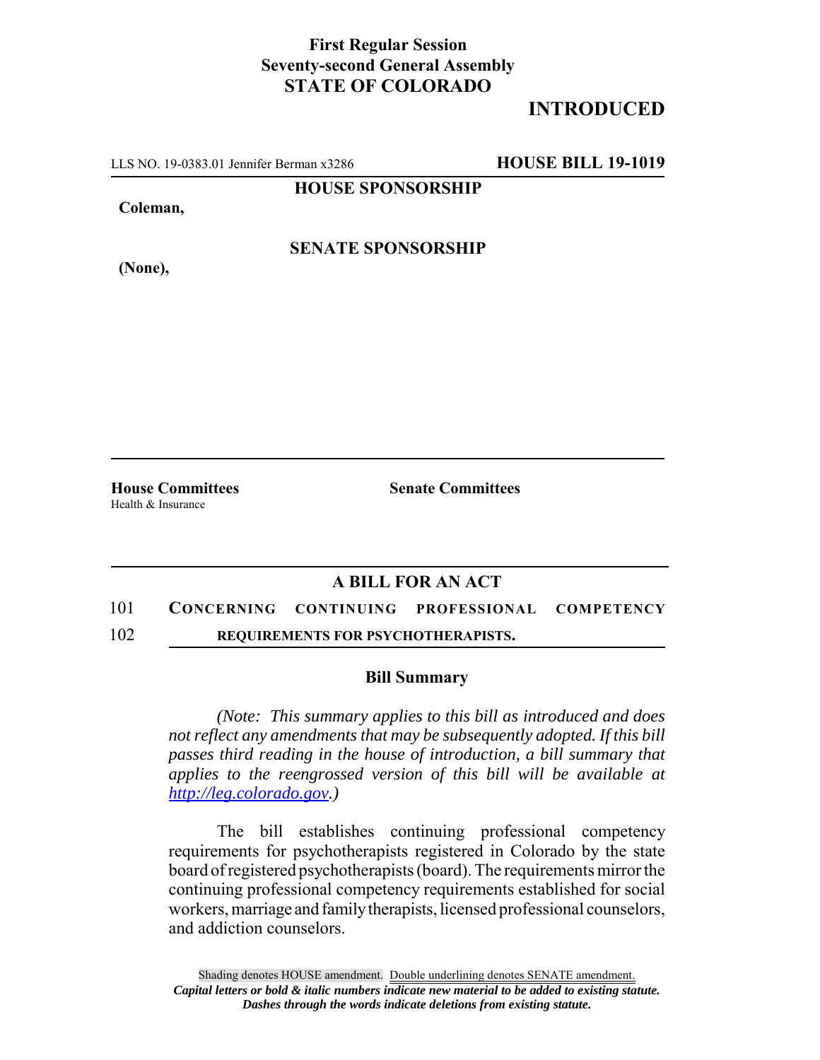**First Regular Session**
**Seventy-second General Assembly**
**STATE OF COLORADO**

**INTRODUCED**

LLS NO. 19-0383.01 Jennifer Berman x3286 **HOUSE BILL 19-1019**

**HOUSE SPONSORSHIP**

**Coleman,**

**SENATE SPONSORSHIP**

**(None),**

**House Committees**
Health & Insurance

**Senate Committees**

## A BILL FOR AN ACT

101 **CONCERNING CONTINUING PROFESSIONAL COMPETENCY**
102 **REQUIREMENTS FOR PSYCHOTHERAPISTS.**

### Bill Summary

*(Note: This summary applies to this bill as introduced and does not reflect any amendments that may be subsequently adopted. If this bill passes third reading in the house of introduction, a bill summary that applies to the reengrossed version of this bill will be available at http://leg.colorado.gov.)*

The bill establishes continuing professional competency requirements for psychotherapists registered in Colorado by the state board of registered psychotherapists (board). The requirements mirror the continuing professional competency requirements established for social workers, marriage and family therapists, licensed professional counselors, and addiction counselors.

Shading denotes HOUSE amendment. Double underlining denotes SENATE amendment.
*Capital letters or bold & italic numbers indicate new material to be added to existing statute.*
*Dashes through the words indicate deletions from existing statute.*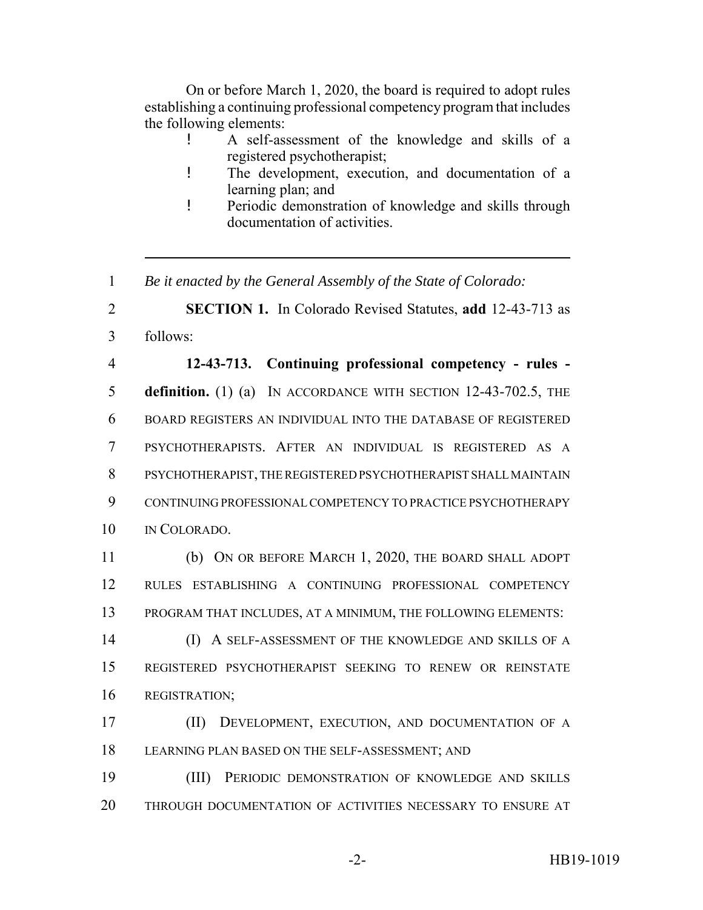On or before March 1, 2020, the board is required to adopt rules establishing a continuing professional competency program that includes the following elements:

- A self-assessment of the knowledge and skills of a registered psychotherapist;
- The development, execution, and documentation of a learning plan; and
- Periodic demonstration of knowledge and skills through documentation of activities.

---

1 *Be it enacted by the General Assembly of the State of Colorado:*

2 **SECTION 1.** In Colorado Revised Statutes, **add** 12-43-713 as
3 follows:

4 **12-43-713. Continuing professional competency - rules -**
5 **definition.** (1) (a) IN ACCORDANCE WITH SECTION 12-43-702.5, THE
6 BOARD REGISTERS AN INDIVIDUAL INTO THE DATABASE OF REGISTERED
7 PSYCHOTHERAPISTS. AFTER AN INDIVIDUAL IS REGISTERED AS A
8 PSYCHOTHERAPIST, THE REGISTERED PSYCHOTHERAPIST SHALL MAINTAIN
9 CONTINUING PROFESSIONAL COMPETENCY TO PRACTICE PSYCHOTHERAPY
10 IN COLORADO.

11 (b) ON OR BEFORE MARCH 1, 2020, THE BOARD SHALL ADOPT
12 RULES ESTABLISHING A CONTINUING PROFESSIONAL COMPETENCY
13 PROGRAM THAT INCLUDES, AT A MINIMUM, THE FOLLOWING ELEMENTS:

14 (I) A SELF-ASSESSMENT OF THE KNOWLEDGE AND SKILLS OF A
15 REGISTERED PSYCHOTHERAPIST SEEKING TO RENEW OR REINSTATE
16 REGISTRATION;

17 (II) DEVELOPMENT, EXECUTION, AND DOCUMENTATION OF A
18 LEARNING PLAN BASED ON THE SELF-ASSESSMENT; AND

19 (III) PERIODIC DEMONSTRATION OF KNOWLEDGE AND SKILLS
20 THROUGH DOCUMENTATION OF ACTIVITIES NECESSARY TO ENSURE AT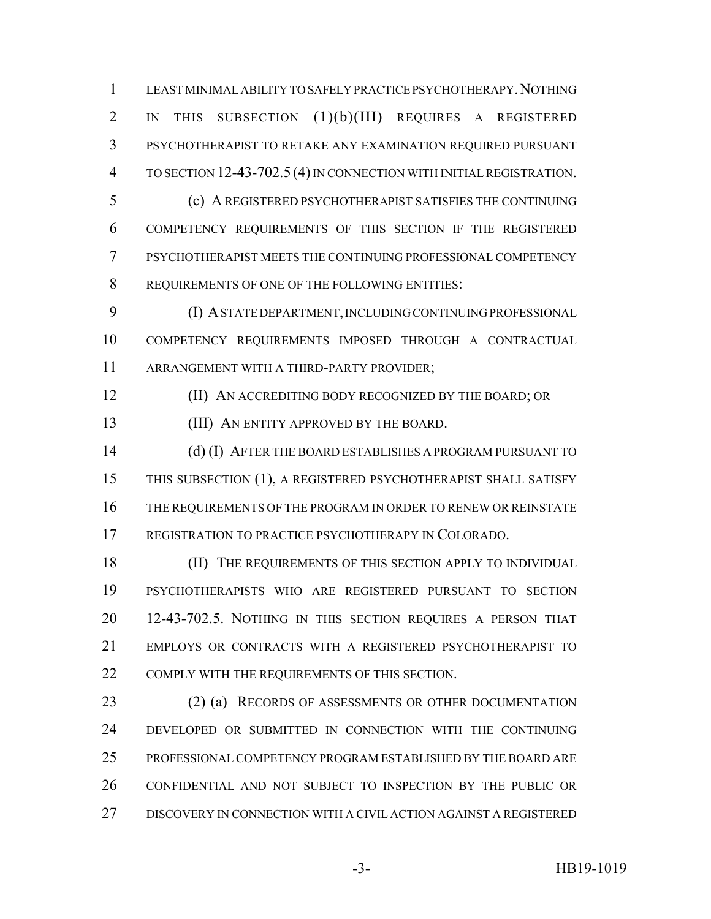LEAST MINIMAL ABILITY TO SAFELY PRACTICE PSYCHOTHERAPY. NOTHING IN THIS SUBSECTION (1)(b)(III) REQUIRES A REGISTERED PSYCHOTHERAPIST TO RETAKE ANY EXAMINATION REQUIRED PURSUANT TO SECTION 12-43-702.5 (4) IN CONNECTION WITH INITIAL REGISTRATION.

(c) A REGISTERED PSYCHOTHERAPIST SATISFIES THE CONTINUING COMPETENCY REQUIREMENTS OF THIS SECTION IF THE REGISTERED PSYCHOTHERAPIST MEETS THE CONTINUING PROFESSIONAL COMPETENCY REQUIREMENTS OF ONE OF THE FOLLOWING ENTITIES:

(I) A STATE DEPARTMENT, INCLUDING CONTINUING PROFESSIONAL COMPETENCY REQUIREMENTS IMPOSED THROUGH A CONTRACTUAL ARRANGEMENT WITH A THIRD-PARTY PROVIDER;

(II) AN ACCREDITING BODY RECOGNIZED BY THE BOARD; OR

(III) AN ENTITY APPROVED BY THE BOARD.

(d) (I) AFTER THE BOARD ESTABLISHES A PROGRAM PURSUANT TO THIS SUBSECTION (1), A REGISTERED PSYCHOTHERAPIST SHALL SATISFY THE REQUIREMENTS OF THE PROGRAM IN ORDER TO RENEW OR REINSTATE REGISTRATION TO PRACTICE PSYCHOTHERAPY IN COLORADO.

(II) THE REQUIREMENTS OF THIS SECTION APPLY TO INDIVIDUAL PSYCHOTHERAPISTS WHO ARE REGISTERED PURSUANT TO SECTION 12-43-702.5. NOTHING IN THIS SECTION REQUIRES A PERSON THAT EMPLOYS OR CONTRACTS WITH A REGISTERED PSYCHOTHERAPIST TO COMPLY WITH THE REQUIREMENTS OF THIS SECTION.

(2) (a) RECORDS OF ASSESSMENTS OR OTHER DOCUMENTATION DEVELOPED OR SUBMITTED IN CONNECTION WITH THE CONTINUING PROFESSIONAL COMPETENCY PROGRAM ESTABLISHED BY THE BOARD ARE CONFIDENTIAL AND NOT SUBJECT TO INSPECTION BY THE PUBLIC OR DISCOVERY IN CONNECTION WITH A CIVIL ACTION AGAINST A REGISTERED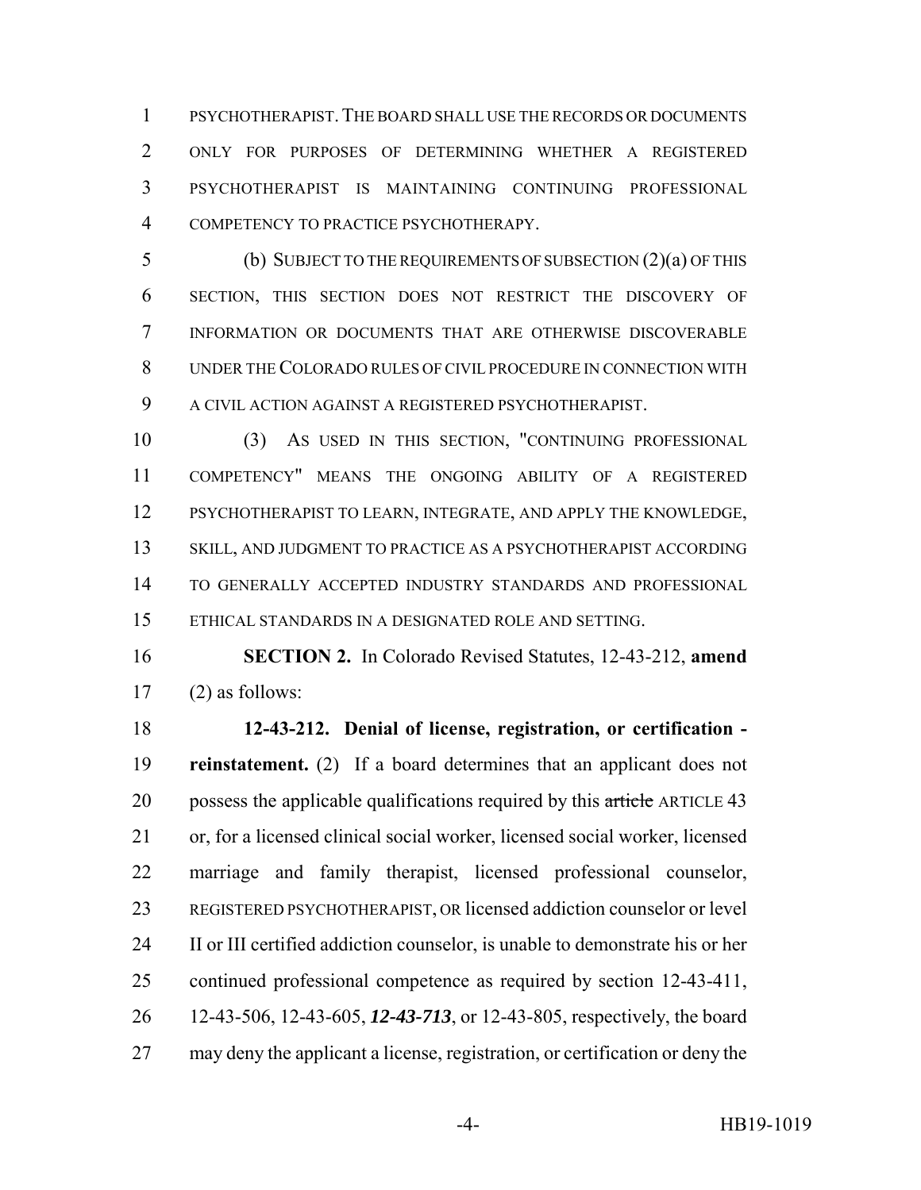PSYCHOTHERAPIST. THE BOARD SHALL USE THE RECORDS OR DOCUMENTS ONLY FOR PURPOSES OF DETERMINING WHETHER A REGISTERED PSYCHOTHERAPIST IS MAINTAINING CONTINUING PROFESSIONAL COMPETENCY TO PRACTICE PSYCHOTHERAPY.

(b) SUBJECT TO THE REQUIREMENTS OF SUBSECTION (2)(a) OF THIS SECTION, THIS SECTION DOES NOT RESTRICT THE DISCOVERY OF INFORMATION OR DOCUMENTS THAT ARE OTHERWISE DISCOVERABLE UNDER THE COLORADO RULES OF CIVIL PROCEDURE IN CONNECTION WITH A CIVIL ACTION AGAINST A REGISTERED PSYCHOTHERAPIST.

(3) AS USED IN THIS SECTION, "CONTINUING PROFESSIONAL COMPETENCY" MEANS THE ONGOING ABILITY OF A REGISTERED PSYCHOTHERAPIST TO LEARN, INTEGRATE, AND APPLY THE KNOWLEDGE, SKILL, AND JUDGMENT TO PRACTICE AS A PSYCHOTHERAPIST ACCORDING TO GENERALLY ACCEPTED INDUSTRY STANDARDS AND PROFESSIONAL ETHICAL STANDARDS IN A DESIGNATED ROLE AND SETTING.

**SECTION 2.** In Colorado Revised Statutes, 12-43-212, **amend** (2) as follows:

**12-43-212. Denial of license, registration, or certification - reinstatement.** (2) If a board determines that an applicant does not possess the applicable qualifications required by this ~~article~~ ARTICLE 43 or, for a licensed clinical social worker, licensed social worker, licensed marriage and family therapist, licensed professional counselor, REGISTERED PSYCHOTHERAPIST, OR licensed addiction counselor or level II or III certified addiction counselor, is unable to demonstrate his or her continued professional competence as required by section 12-43-411, 12-43-506, 12-43-605, ***12-43-713***, or 12-43-805, respectively, the board may deny the applicant a license, registration, or certification or deny the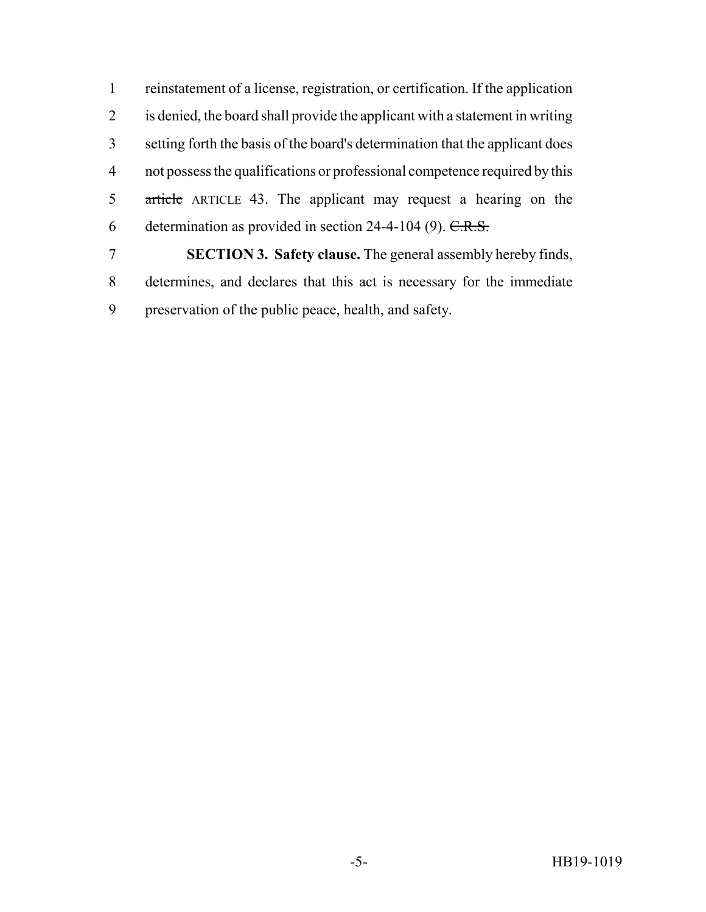reinstatement of a license, registration, or certification. If the application is denied, the board shall provide the applicant with a statement in writing setting forth the basis of the board's determination that the applicant does not possess the qualifications or professional competence required by this ~~article~~ ARTICLE 43. The applicant may request a hearing on the determination as provided in section 24-4-104 (9). ~~C.R.S.~~

**SECTION 3. Safety clause.** The general assembly hereby finds, determines, and declares that this act is necessary for the immediate preservation of the public peace, health, and safety.